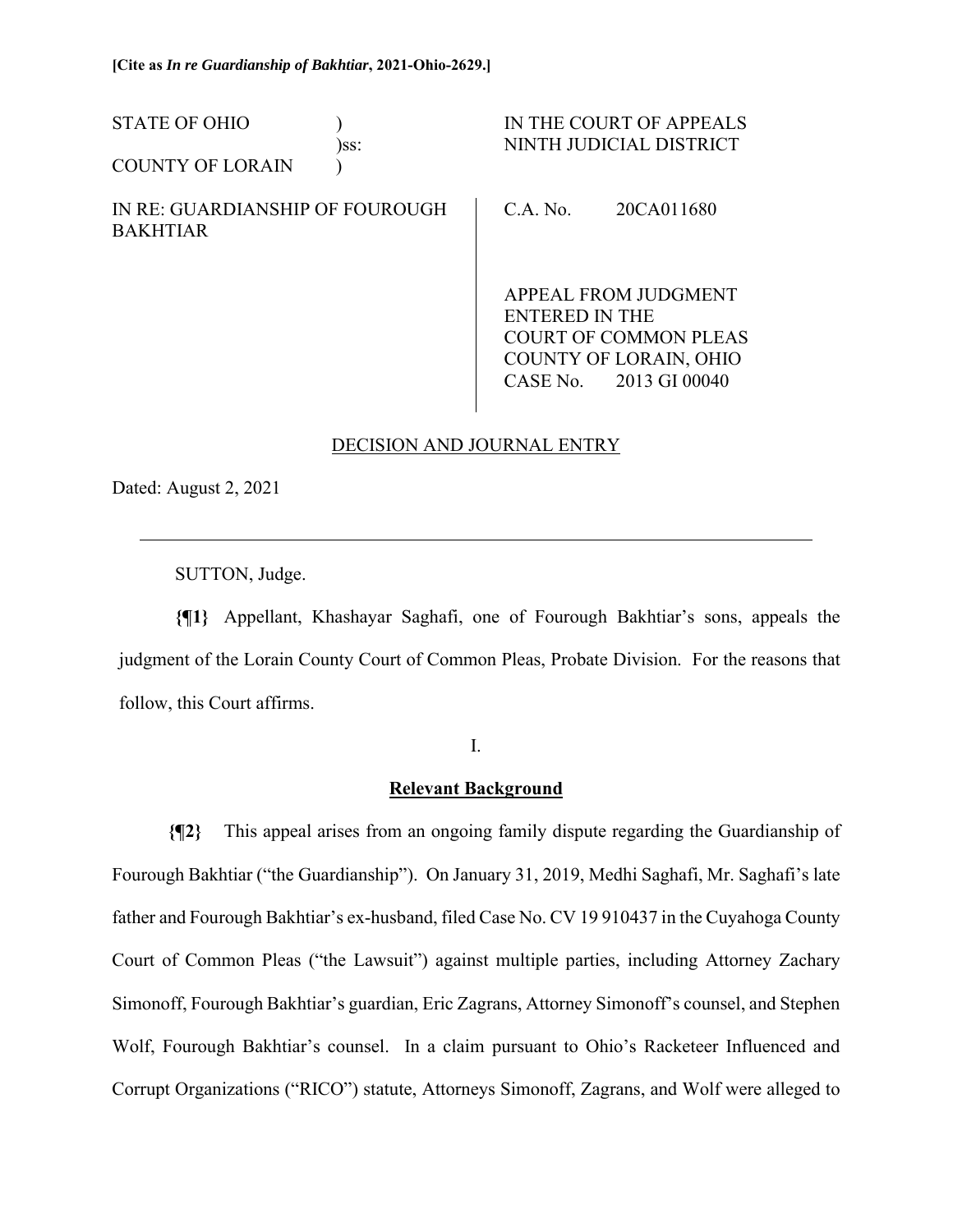**[Cite as *In re Guardianship of Bakhtiar*, 2021-Ohio-2629.]**

| | | |
|---|---|---|
| STATE OF OHIO )<br>)ss:<br>COUNTY OF LORAIN ) | | IN THE COURT OF APPEALS<br>NINTH JUDICIAL DISTRICT |
| IN RE: GUARDIANSHIP OF FOUROUGH BAKHTIAR | | C.A. No. 20CA011680<br><br>APPEAL FROM JUDGMENT ENTERED IN THE COURT OF COMMON PLEAS COUNTY OF LORAIN, OHIO CASE No. 2013 GI 00040 |

DECISION AND JOURNAL ENTRY

Dated: August 2, 2021

---

SUTTON, Judge.

**{¶1}** Appellant, Khashayar Saghafi, one of Fourough Bakhtiar's sons, appeals the judgment of the Lorain County Court of Common Pleas, Probate Division. For the reasons that follow, this Court affirms.

I.

## Relevant Background

**{¶2}** This appeal arises from an ongoing family dispute regarding the Guardianship of Fourough Bakhtiar ("the Guardianship"). On January 31, 2019, Medhi Saghafi, Mr. Saghafi's late father and Fourough Bakhtiar's ex-husband, filed Case No. CV 19 910437 in the Cuyahoga County Court of Common Pleas ("the Lawsuit") against multiple parties, including Attorney Zachary Simonoff, Fourough Bakhtiar's guardian, Eric Zagrans, Attorney Simonoff's counsel, and Stephen Wolf, Fourough Bakhtiar's counsel. In a claim pursuant to Ohio's Racketeer Influenced and Corrupt Organizations ("RICO") statute, Attorneys Simonoff, Zagrans, and Wolf were alleged to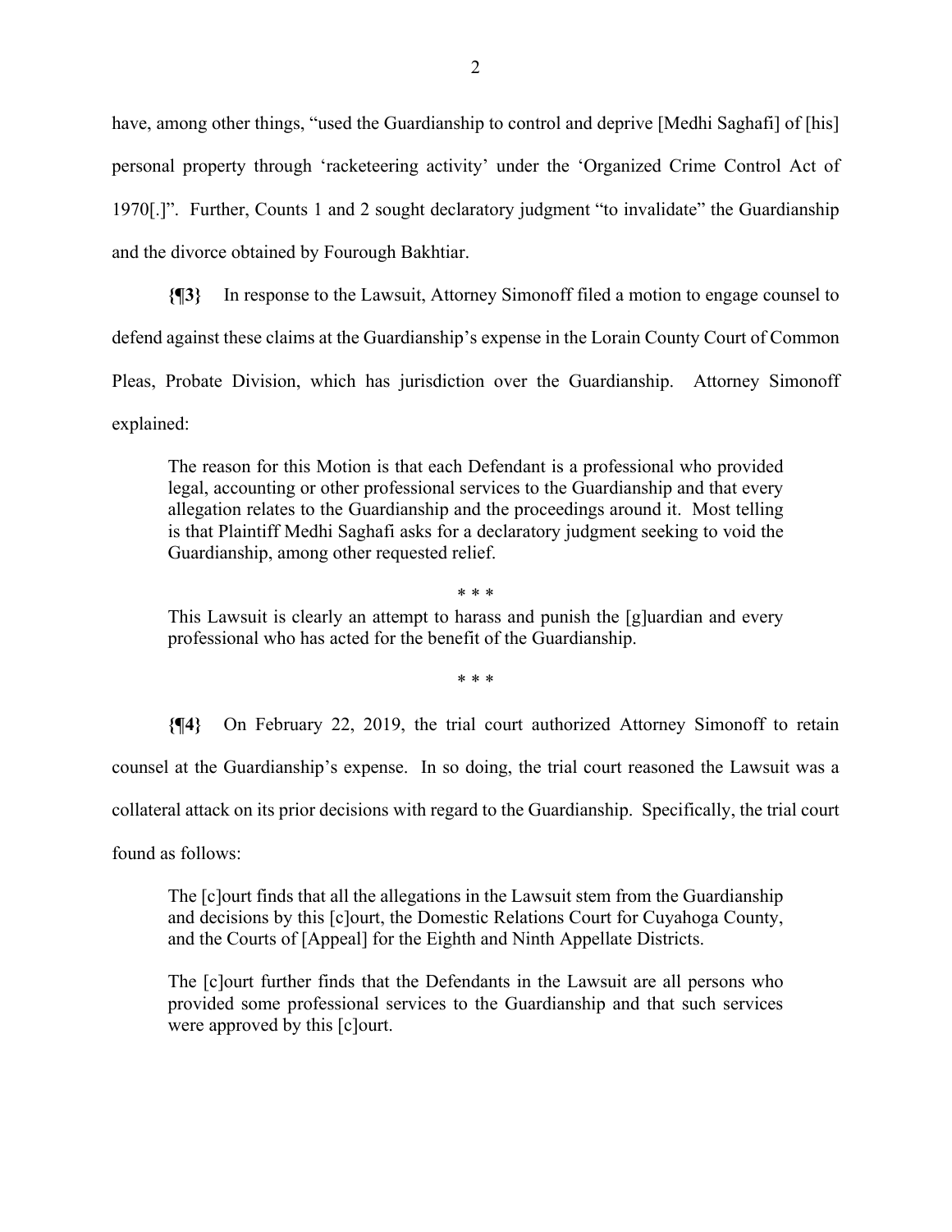have, among other things, "used the Guardianship to control and deprive [Medhi Saghafi] of [his] personal property through 'racketeering activity' under the 'Organized Crime Control Act of 1970[.]". Further, Counts 1 and 2 sought declaratory judgment "to invalidate" the Guardianship and the divorce obtained by Fourough Bakhtiar.

**{¶3}** In response to the Lawsuit, Attorney Simonoff filed a motion to engage counsel to defend against these claims at the Guardianship's expense in the Lorain County Court of Common Pleas, Probate Division, which has jurisdiction over the Guardianship. Attorney Simonoff explained:

> The reason for this Motion is that each Defendant is a professional who provided legal, accounting or other professional services to the Guardianship and that every allegation relates to the Guardianship and the proceedings around it. Most telling is that Plaintiff Medhi Saghafi asks for a declaratory judgment seeking to void the Guardianship, among other requested relief.
>
> \* \* \*
>
> This Lawsuit is clearly an attempt to harass and punish the [g]uardian and every professional who has acted for the benefit of the Guardianship.
>
> \* \* \*

**{¶4}** On February 22, 2019, the trial court authorized Attorney Simonoff to retain counsel at the Guardianship's expense. In so doing, the trial court reasoned the Lawsuit was a collateral attack on its prior decisions with regard to the Guardianship. Specifically, the trial court found as follows:

> The [c]ourt finds that all the allegations in the Lawsuit stem from the Guardianship and decisions by this [c]ourt, the Domestic Relations Court for Cuyahoga County, and the Courts of [Appeal] for the Eighth and Ninth Appellate Districts.
>
> The [c]ourt further finds that the Defendants in the Lawsuit are all persons who provided some professional services to the Guardianship and that such services were approved by this [c]ourt.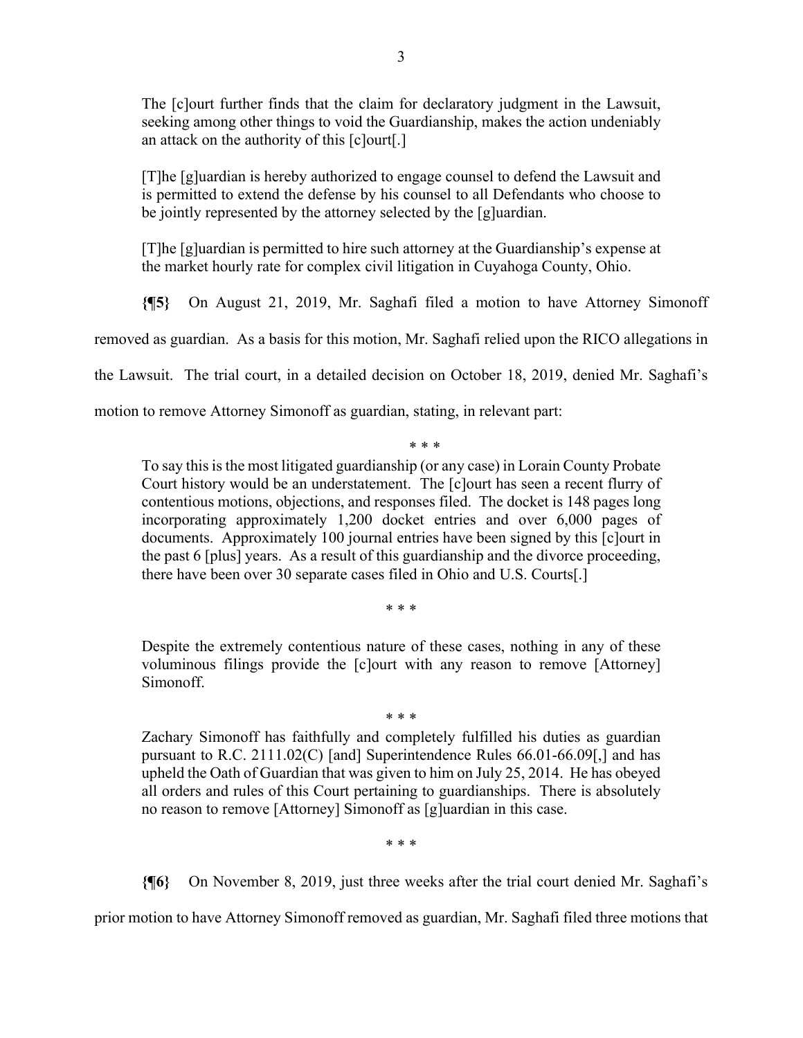> The [c]ourt further finds that the claim for declaratory judgment in the Lawsuit, seeking among other things to void the Guardianship, makes the action undeniably an attack on the authority of this [c]ourt[.]
>
> [T]he [g]uardian is hereby authorized to engage counsel to defend the Lawsuit and is permitted to extend the defense by his counsel to all Defendants who choose to be jointly represented by the attorney selected by the [g]uardian.
>
> [T]he [g]uardian is permitted to hire such attorney at the Guardianship's expense at the market hourly rate for complex civil litigation in Cuyahoga County, Ohio.

**{¶5}** On August 21, 2019, Mr. Saghafi filed a motion to have Attorney Simonoff removed as guardian. As a basis for this motion, Mr. Saghafi relied upon the RICO allegations in the Lawsuit. The trial court, in a detailed decision on October 18, 2019, denied Mr. Saghafi's motion to remove Attorney Simonoff as guardian, stating, in relevant part:

> \* \* \*
>
> To say this is the most litigated guardianship (or any case) in Lorain County Probate Court history would be an understatement. The [c]ourt has seen a recent flurry of contentious motions, objections, and responses filed. The docket is 148 pages long incorporating approximately 1,200 docket entries and over 6,000 pages of documents. Approximately 100 journal entries have been signed by this [c]ourt in the past 6 [plus] years. As a result of this guardianship and the divorce proceeding, there have been over 30 separate cases filed in Ohio and U.S. Courts[.]
>
> \* \* \*
>
> Despite the extremely contentious nature of these cases, nothing in any of these voluminous filings provide the [c]ourt with any reason to remove [Attorney] Simonoff.
>
> \* \* \*
>
> Zachary Simonoff has faithfully and completely fulfilled his duties as guardian pursuant to R.C. 2111.02(C) [and] Superintendence Rules 66.01-66.09[,] and has upheld the Oath of Guardian that was given to him on July 25, 2014. He has obeyed all orders and rules of this Court pertaining to guardianships. There is absolutely no reason to remove [Attorney] Simonoff as [g]uardian in this case.
>
> \* \* \*

**{¶6}** On November 8, 2019, just three weeks after the trial court denied Mr. Saghafi's prior motion to have Attorney Simonoff removed as guardian, Mr. Saghafi filed three motions that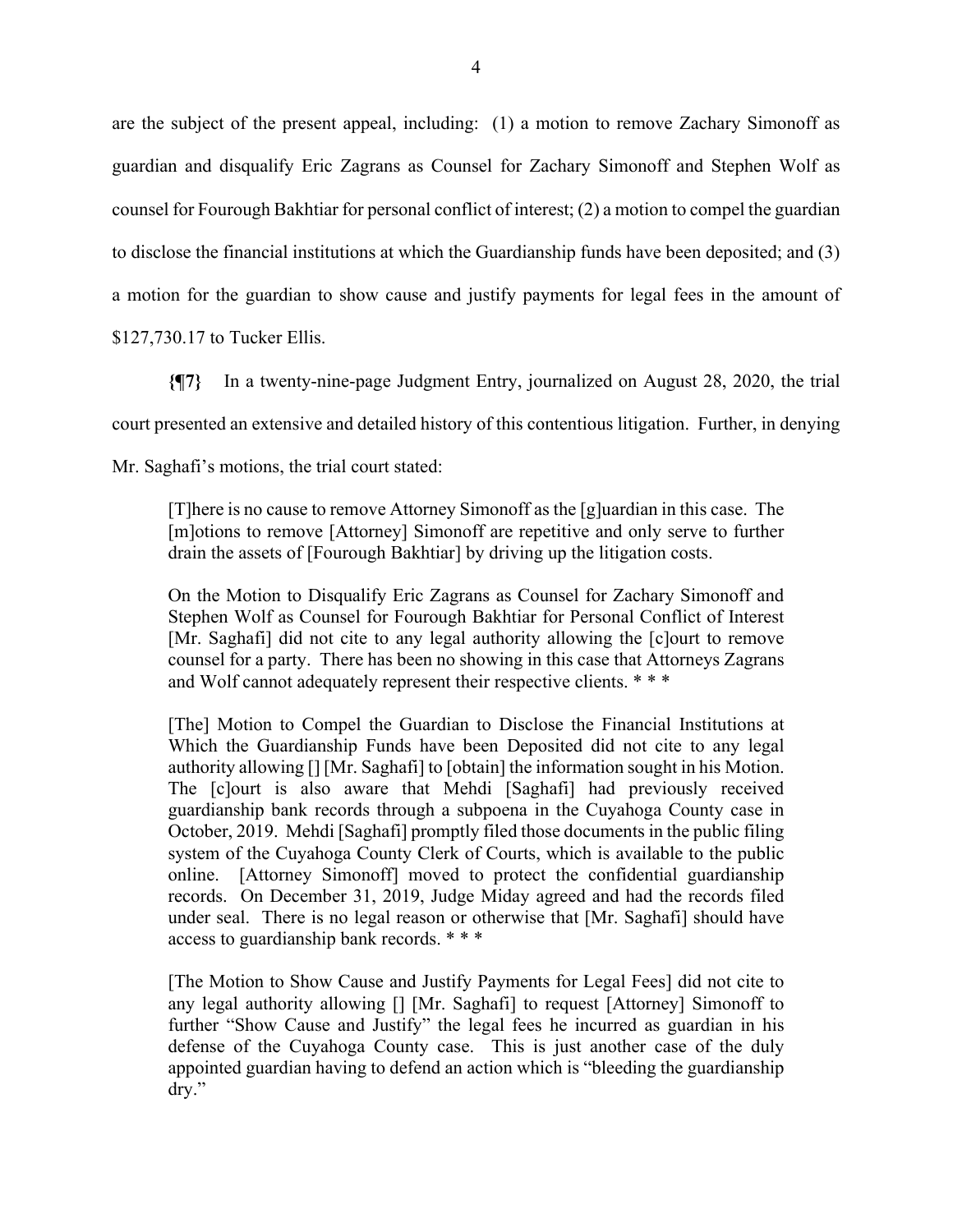are the subject of the present appeal, including: (1) a motion to remove Zachary Simonoff as guardian and disqualify Eric Zagrans as Counsel for Zachary Simonoff and Stephen Wolf as counsel for Fourough Bakhtiar for personal conflict of interest; (2) a motion to compel the guardian to disclose the financial institutions at which the Guardianship funds have been deposited; and (3) a motion for the guardian to show cause and justify payments for legal fees in the amount of $127,730.17 to Tucker Ellis.

**{¶7}** In a twenty-nine-page Judgment Entry, journalized on August 28, 2020, the trial court presented an extensive and detailed history of this contentious litigation. Further, in denying Mr. Saghafi's motions, the trial court stated:

> [T]here is no cause to remove Attorney Simonoff as the [g]uardian in this case. The [m]otions to remove [Attorney] Simonoff are repetitive and only serve to further drain the assets of [Fourough Bakhtiar] by driving up the litigation costs.
>
> On the Motion to Disqualify Eric Zagrans as Counsel for Zachary Simonoff and Stephen Wolf as Counsel for Fourough Bakhtiar for Personal Conflict of Interest [Mr. Saghafi] did not cite to any legal authority allowing the [c]ourt to remove counsel for a party. There has been no showing in this case that Attorneys Zagrans and Wolf cannot adequately represent their respective clients. * * *
>
> [The] Motion to Compel the Guardian to Disclose the Financial Institutions at Which the Guardianship Funds have been Deposited did not cite to any legal authority allowing [] [Mr. Saghafi] to [obtain] the information sought in his Motion. The [c]ourt is also aware that Mehdi [Saghafi] had previously received guardianship bank records through a subpoena in the Cuyahoga County case in October, 2019. Mehdi [Saghafi] promptly filed those documents in the public filing system of the Cuyahoga County Clerk of Courts, which is available to the public online. [Attorney Simonoff] moved to protect the confidential guardianship records. On December 31, 2019, Judge Miday agreed and had the records filed under seal. There is no legal reason or otherwise that [Mr. Saghafi] should have access to guardianship bank records. * * *
>
> [The Motion to Show Cause and Justify Payments for Legal Fees] did not cite to any legal authority allowing [] [Mr. Saghafi] to request [Attorney] Simonoff to further "Show Cause and Justify" the legal fees he incurred as guardian in his defense of the Cuyahoga County case. This is just another case of the duly appointed guardian having to defend an action which is "bleeding the guardianship dry."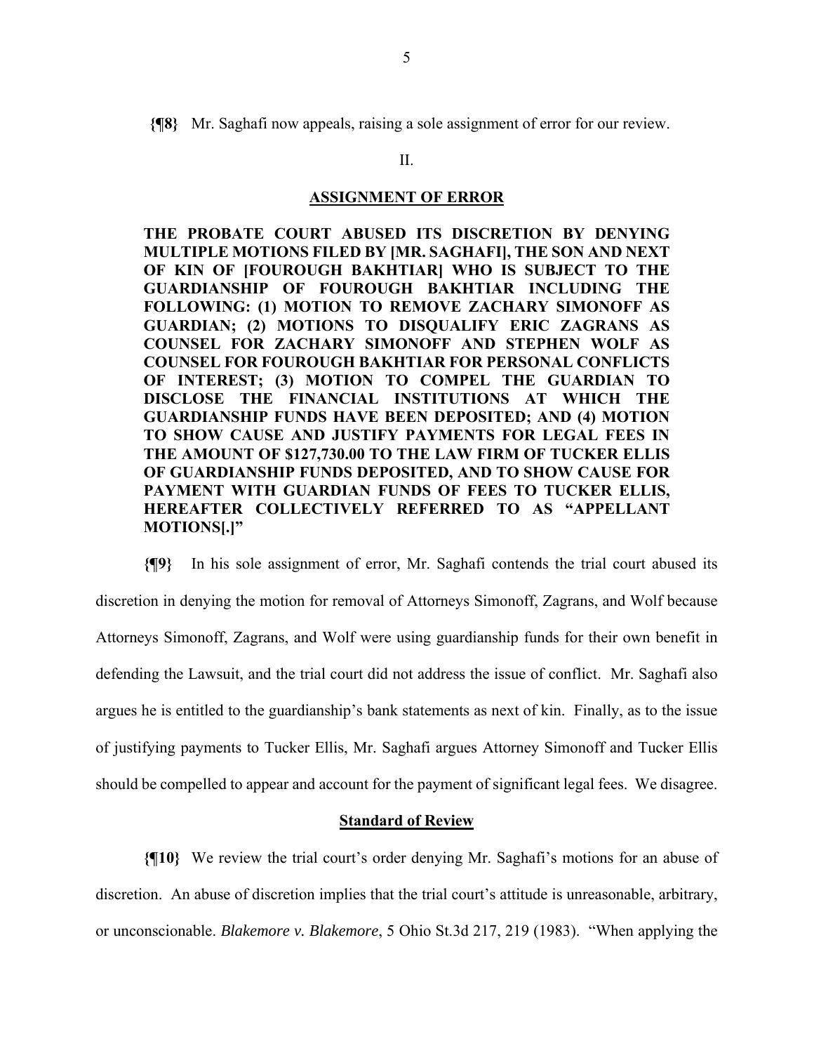**{¶8}** Mr. Saghafi now appeals, raising a sole assignment of error for our review.

II.

**ASSIGNMENT OF ERROR**

**THE PROBATE COURT ABUSED ITS DISCRETION BY DENYING MULTIPLE MOTIONS FILED BY [MR. SAGHAFI], THE SON AND NEXT OF KIN OF [FOUROUGH BAKHTIAR] WHO IS SUBJECT TO THE GUARDIANSHIP OF FOUROUGH BAKHTIAR INCLUDING THE FOLLOWING: (1) MOTION TO REMOVE ZACHARY SIMONOFF AS GUARDIAN; (2) MOTIONS TO DISQUALIFY ERIC ZAGRANS AS COUNSEL FOR ZACHARY SIMONOFF AND STEPHEN WOLF AS COUNSEL FOR FOUROUGH BAKHTIAR FOR PERSONAL CONFLICTS OF INTEREST; (3) MOTION TO COMPEL THE GUARDIAN TO DISCLOSE THE FINANCIAL INSTITUTIONS AT WHICH THE GUARDIANSHIP FUNDS HAVE BEEN DEPOSITED; AND (4) MOTION TO SHOW CAUSE AND JUSTIFY PAYMENTS FOR LEGAL FEES IN THE AMOUNT OF $127,730.00 TO THE LAW FIRM OF TUCKER ELLIS OF GUARDIANSHIP FUNDS DEPOSITED, AND TO SHOW CAUSE FOR PAYMENT WITH GUARDIAN FUNDS OF FEES TO TUCKER ELLIS, HEREAFTER COLLECTIVELY REFERRED TO AS "APPELLANT MOTIONS[.]"**

**{¶9}** In his sole assignment of error, Mr. Saghafi contends the trial court abused its discretion in denying the motion for removal of Attorneys Simonoff, Zagrans, and Wolf because Attorneys Simonoff, Zagrans, and Wolf were using guardianship funds for their own benefit in defending the Lawsuit, and the trial court did not address the issue of conflict. Mr. Saghafi also argues he is entitled to the guardianship's bank statements as next of kin. Finally, as to the issue of justifying payments to Tucker Ellis, Mr. Saghafi argues Attorney Simonoff and Tucker Ellis should be compelled to appear and account for the payment of significant legal fees. We disagree.

**Standard of Review**

**{¶10}** We review the trial court's order denying Mr. Saghafi's motions for an abuse of discretion. An abuse of discretion implies that the trial court's attitude is unreasonable, arbitrary, or unconscionable. *Blakemore v. Blakemore*, 5 Ohio St.3d 217, 219 (1983). "When applying the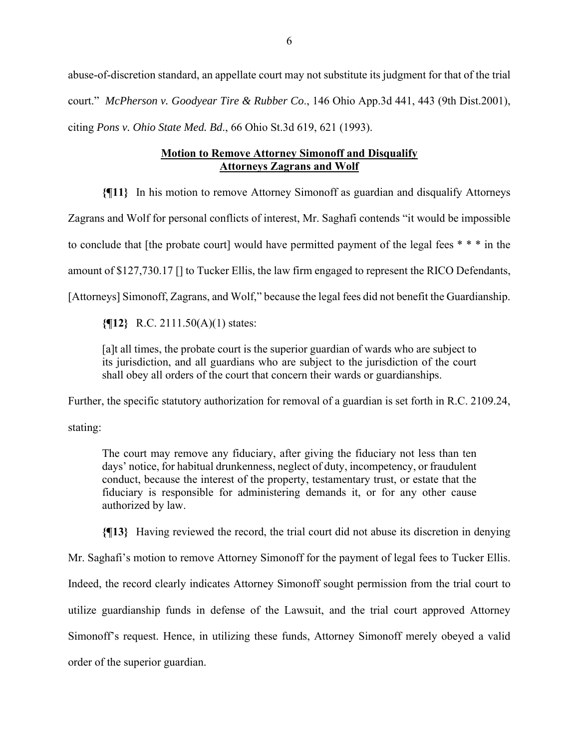abuse-of-discretion standard, an appellate court may not substitute its judgment for that of the trial court." *McPherson v. Goodyear Tire & Rubber Co*., 146 Ohio App.3d 441, 443 (9th Dist.2001), citing *Pons v. Ohio State Med. Bd*., 66 Ohio St.3d 619, 621 (1993).

**Motion to Remove Attorney Simonoff and Disqualify Attorneys Zagrans and Wolf**

**{¶11}** In his motion to remove Attorney Simonoff as guardian and disqualify Attorneys Zagrans and Wolf for personal conflicts of interest, Mr. Saghafi contends "it would be impossible to conclude that [the probate court] would have permitted payment of the legal fees * * * in the amount of $127,730.17 [] to Tucker Ellis, the law firm engaged to represent the RICO Defendants, [Attorneys] Simonoff, Zagrans, and Wolf," because the legal fees did not benefit the Guardianship.

**{¶12}** R.C. 2111.50(A)(1) states:

> [a]t all times, the probate court is the superior guardian of wards who are subject to its jurisdiction, and all guardians who are subject to the jurisdiction of the court shall obey all orders of the court that concern their wards or guardianships.

Further, the specific statutory authorization for removal of a guardian is set forth in R.C. 2109.24, stating:

> The court may remove any fiduciary, after giving the fiduciary not less than ten days' notice, for habitual drunkenness, neglect of duty, incompetency, or fraudulent conduct, because the interest of the property, testamentary trust, or estate that the fiduciary is responsible for administering demands it, or for any other cause authorized by law.

**{¶13}** Having reviewed the record, the trial court did not abuse its discretion in denying Mr. Saghafi's motion to remove Attorney Simonoff for the payment of legal fees to Tucker Ellis. Indeed, the record clearly indicates Attorney Simonoff sought permission from the trial court to utilize guardianship funds in defense of the Lawsuit, and the trial court approved Attorney Simonoff's request. Hence, in utilizing these funds, Attorney Simonoff merely obeyed a valid order of the superior guardian.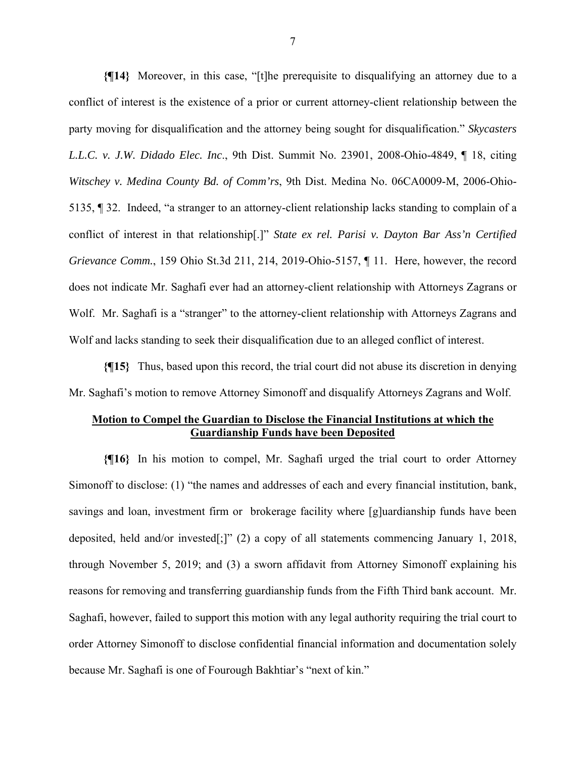**{¶14}** Moreover, in this case, "[t]he prerequisite to disqualifying an attorney due to a conflict of interest is the existence of a prior or current attorney-client relationship between the party moving for disqualification and the attorney being sought for disqualification." *Skycasters L.L.C. v. J.W. Didado Elec. Inc*., 9th Dist. Summit No. 23901, 2008-Ohio-4849, ¶ 18, citing *Witschey v. Medina County Bd. of Comm'rs*, 9th Dist. Medina No. 06CA0009-M, 2006-Ohio-5135, ¶ 32. Indeed, "a stranger to an attorney-client relationship lacks standing to complain of a conflict of interest in that relationship[.]" *State ex rel. Parisi v. Dayton Bar Ass'n Certified Grievance Comm.*, 159 Ohio St.3d 211, 214, 2019-Ohio-5157, ¶ 11. Here, however, the record does not indicate Mr. Saghafi ever had an attorney-client relationship with Attorneys Zagrans or Wolf. Mr. Saghafi is a "stranger" to the attorney-client relationship with Attorneys Zagrans and Wolf and lacks standing to seek their disqualification due to an alleged conflict of interest.

**{¶15}** Thus, based upon this record, the trial court did not abuse its discretion in denying Mr. Saghafi's motion to remove Attorney Simonoff and disqualify Attorneys Zagrans and Wolf.

**Motion to Compel the Guardian to Disclose the Financial Institutions at which the Guardianship Funds have been Deposited**

**{¶16}** In his motion to compel, Mr. Saghafi urged the trial court to order Attorney Simonoff to disclose: (1) "the names and addresses of each and every financial institution, bank, savings and loan, investment firm or brokerage facility where [g]uardianship funds have been deposited, held and/or invested[;]" (2) a copy of all statements commencing January 1, 2018, through November 5, 2019; and (3) a sworn affidavit from Attorney Simonoff explaining his reasons for removing and transferring guardianship funds from the Fifth Third bank account. Mr. Saghafi, however, failed to support this motion with any legal authority requiring the trial court to order Attorney Simonoff to disclose confidential financial information and documentation solely because Mr. Saghafi is one of Fourough Bakhtiar's "next of kin."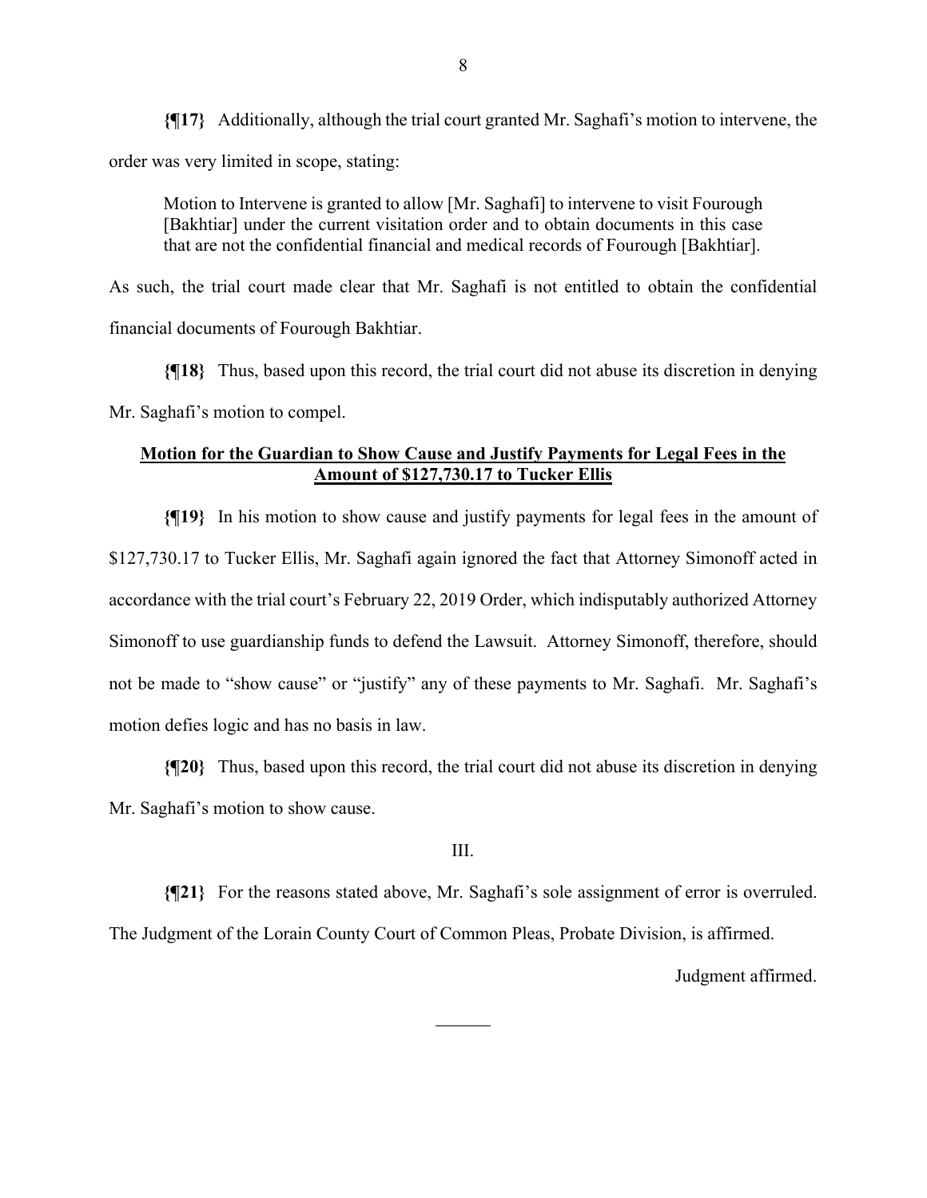**{¶17}** Additionally, although the trial court granted Mr. Saghafi's motion to intervene, the order was very limited in scope, stating:

> Motion to Intervene is granted to allow [Mr. Saghafi] to intervene to visit Fourough [Bakhtiar] under the current visitation order and to obtain documents in this case that are not the confidential financial and medical records of Fourough [Bakhtiar].

As such, the trial court made clear that Mr. Saghafi is not entitled to obtain the confidential financial documents of Fourough Bakhtiar.

**{¶18}** Thus, based upon this record, the trial court did not abuse its discretion in denying Mr. Saghafi's motion to compel.

**Motion for the Guardian to Show Cause and Justify Payments for Legal Fees in the Amount of $127,730.17 to Tucker Ellis**

**{¶19}** In his motion to show cause and justify payments for legal fees in the amount of $127,730.17 to Tucker Ellis, Mr. Saghafi again ignored the fact that Attorney Simonoff acted in accordance with the trial court's February 22, 2019 Order, which indisputably authorized Attorney Simonoff to use guardianship funds to defend the Lawsuit. Attorney Simonoff, therefore, should not be made to "show cause" or "justify" any of these payments to Mr. Saghafi. Mr. Saghafi's motion defies logic and has no basis in law.

**{¶20}** Thus, based upon this record, the trial court did not abuse its discretion in denying Mr. Saghafi's motion to show cause.

III.

**{¶21}** For the reasons stated above, Mr. Saghafi's sole assignment of error is overruled. The Judgment of the Lorain County Court of Common Pleas, Probate Division, is affirmed.

Judgment affirmed.

---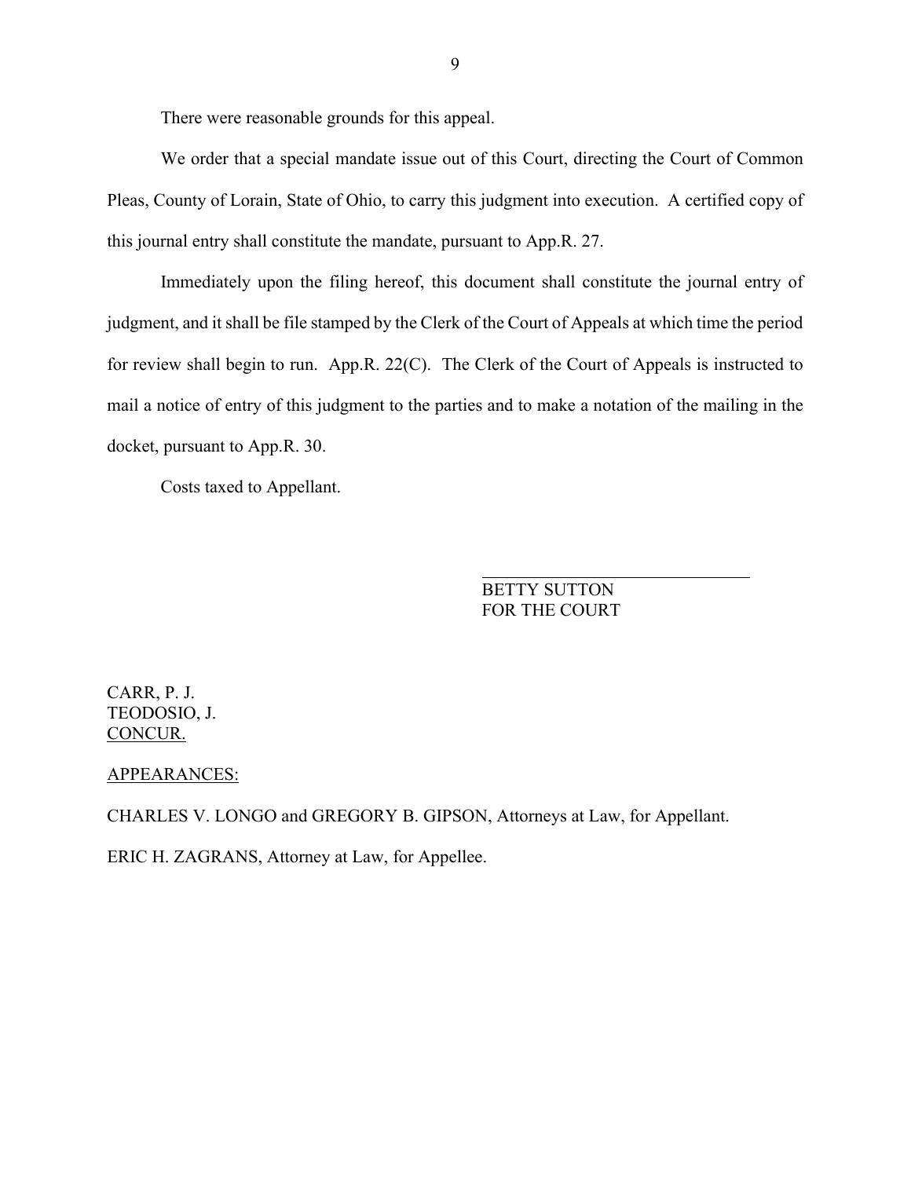There were reasonable grounds for this appeal.

We order that a special mandate issue out of this Court, directing the Court of Common Pleas, County of Lorain, State of Ohio, to carry this judgment into execution. A certified copy of this journal entry shall constitute the mandate, pursuant to App.R. 27.

Immediately upon the filing hereof, this document shall constitute the journal entry of judgment, and it shall be file stamped by the Clerk of the Court of Appeals at which time the period for review shall begin to run. App.R. 22(C). The Clerk of the Court of Appeals is instructed to mail a notice of entry of this judgment to the parties and to make a notation of the mailing in the docket, pursuant to App.R. 30.

Costs taxed to Appellant.

BETTY SUTTON
FOR THE COURT

CARR, P. J.
TEODOSIO, J.
CONCUR.

APPEARANCES:

CHARLES V. LONGO and GREGORY B. GIPSON, Attorneys at Law, for Appellant.

ERIC H. ZAGRANS, Attorney at Law, for Appellee.